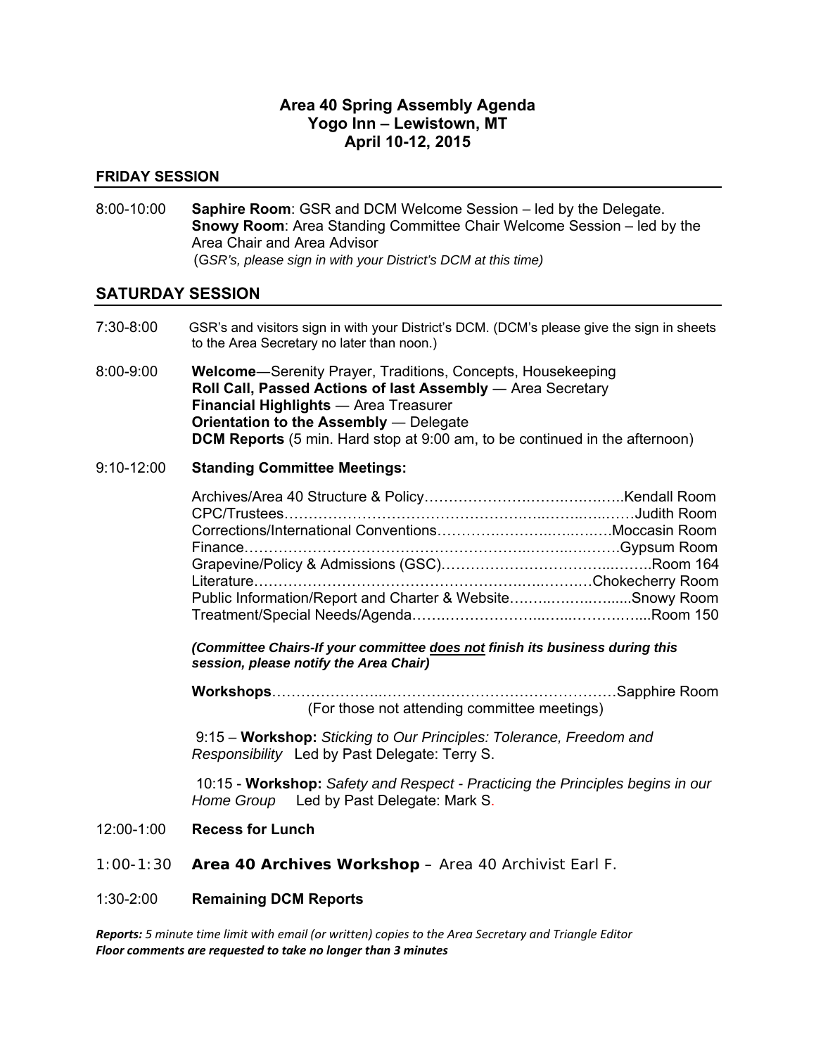# Area 40 Spring Assembly Agenda
# Yogo Inn – Lewistown, MT
# April 10-12, 2015

## FRIDAY SESSION

8:00-10:00 **Saphire Room**: GSR and DCM Welcome Session – led by the Delegate.
**Snowy Room**: Area Standing Committee Chair Welcome Session – led by the Area Chair and Area Advisor
(*GSR's, please sign in with your District's DCM at this time)*

## SATURDAY SESSION

7:30-8:00 GSR's and visitors sign in with your District's DCM. (DCM's please give the sign in sheets to the Area Secretary no later than noon.)

8:00-9:00 **Welcome**—Serenity Prayer, Traditions, Concepts, Housekeeping
**Roll Call, Passed Actions of last Assembly** — Area Secretary
**Financial Highlights** — Area Treasurer
**Orientation to the Assembly** — Delegate
**DCM Reports** (5 min. Hard stop at 9:00 am, to be continued in the afternoon)

9:10-12:00 **Standing Committee Meetings:**

Archives/Area 40 Structure & Policy……………………………………..Kendall Room
CPC/Trustees……………………………………………………………Judith Room
Corrections/International Conventions……………………………….Moccasin Room
Finance……………………………………………………………………Gypsum Room
Grapevine/Policy & Admissions (GSC)………………………………..Room 164
Literature………………………………………………………………Chokecherry Room
Public Information/Report and Charter & Website……………………Snowy Room
Treatment/Special Needs/Agenda……………………………………..Room 150

***(Committee Chairs-If your committee <u>does not</u> finish its business during this session, please notify the Area Chair)***

**Workshops**……………………………………………………………Sapphire Room
(For those not attending committee meetings)

9:15 – **Workshop:** *Sticking to Our Principles: Tolerance, Freedom and Responsibility* Led by Past Delegate: Terry S.

10:15 - **Workshop:** *Safety and Respect - Practicing the Principles begins in our Home Group* Led by Past Delegate: Mark S.

12:00-1:00 **Recess for Lunch**

1:00-1:30 **Area 40 Archives Workshop** – Area 40 Archivist Earl F.

1:30-2:00 **Remaining DCM Reports**

***Reports:*** *5 minute time limit with email (or written) copies to the Area Secretary and Triangle Editor*
***Floor comments are requested to take no longer than 3 minutes***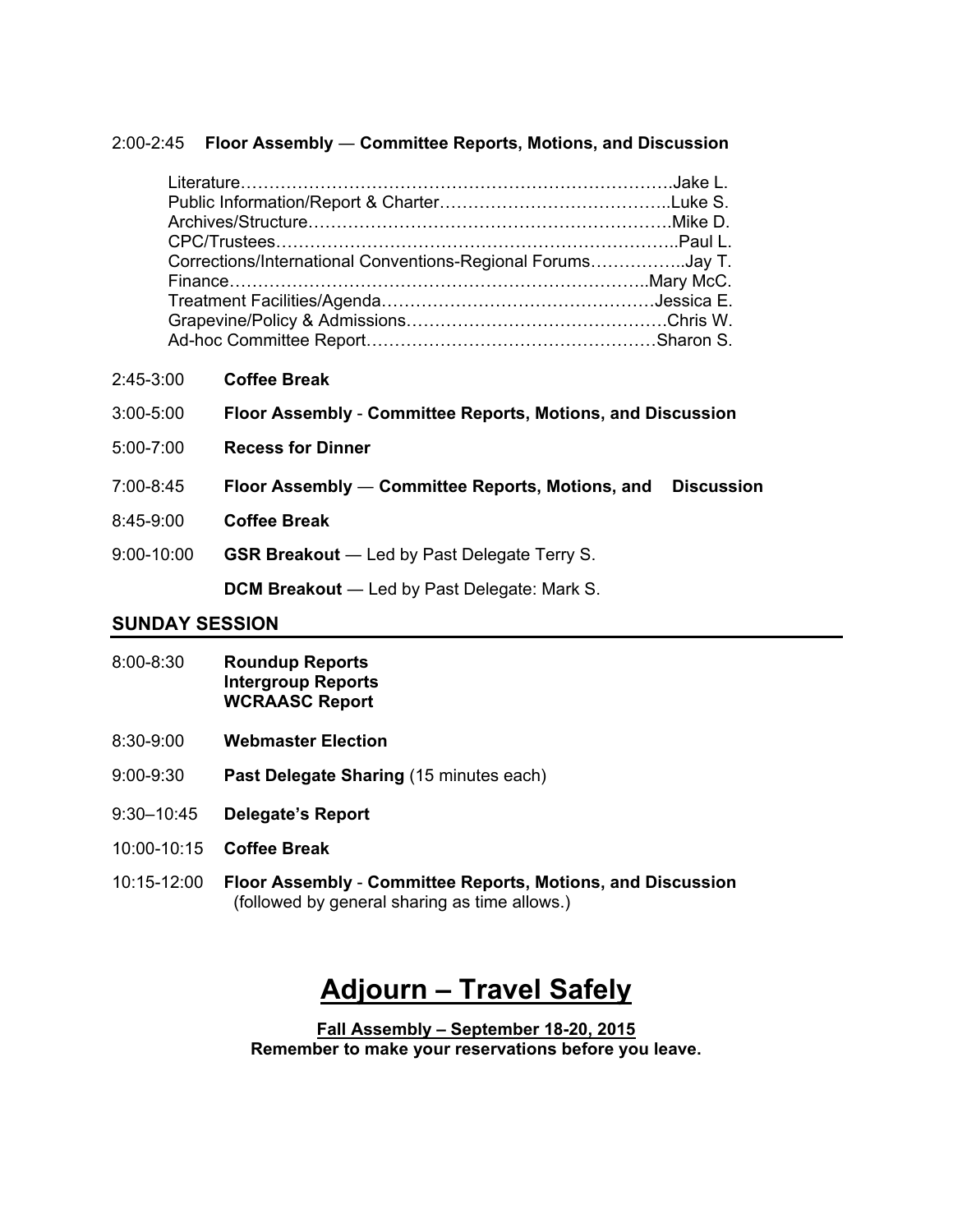2:00-2:45 **Floor Assembly — Committee Reports, Motions, and Discussion**

- Literature……………………………………………………………………Jake L.
- Public Information/Report & Charter…………………………………..Luke S.
- Archives/Structure………………………………………………………Mike D.
- CPC/Trustees…………………………………………………………..Paul L.
- Corrections/International Conventions-Regional Forums……………..Jay T.
- Finance…………………………………………………………………..Mary McC.
- Treatment Facilities/Agenda………………………………………Jessica E.
- Grapevine/Policy & Admissions……………………………………Chris W.
- Ad-hoc Committee Report…………………………………………Sharon S.

2:45-3:00 **Coffee Break**

3:00-5:00 **Floor Assembly - Committee Reports, Motions, and Discussion**

5:00-7:00 **Recess for Dinner**

7:00-8:45 **Floor Assembly — Committee Reports, Motions, and Discussion**

8:45-9:00 **Coffee Break**

9:00-10:00 **GSR Breakout** — Led by Past Delegate Terry S.

**DCM Breakout** — Led by Past Delegate: Mark S.

## SUNDAY SESSION

8:00-8:30 **Roundup Reports**
**Intergroup Reports**
**WCRAASC Report**

8:30-9:00 **Webmaster Election**

9:00-9:30 **Past Delegate Sharing** (15 minutes each)

9:30–10:45 **Delegate's Report**

10:00-10:15 **Coffee Break**

10:15-12:00 **Floor Assembly - Committee Reports, Motions, and Discussion** (followed by general sharing as time allows.)

# Adjourn – Travel Safely

**Fall Assembly – September 18-20, 2015**
**Remember to make your reservations before you leave.**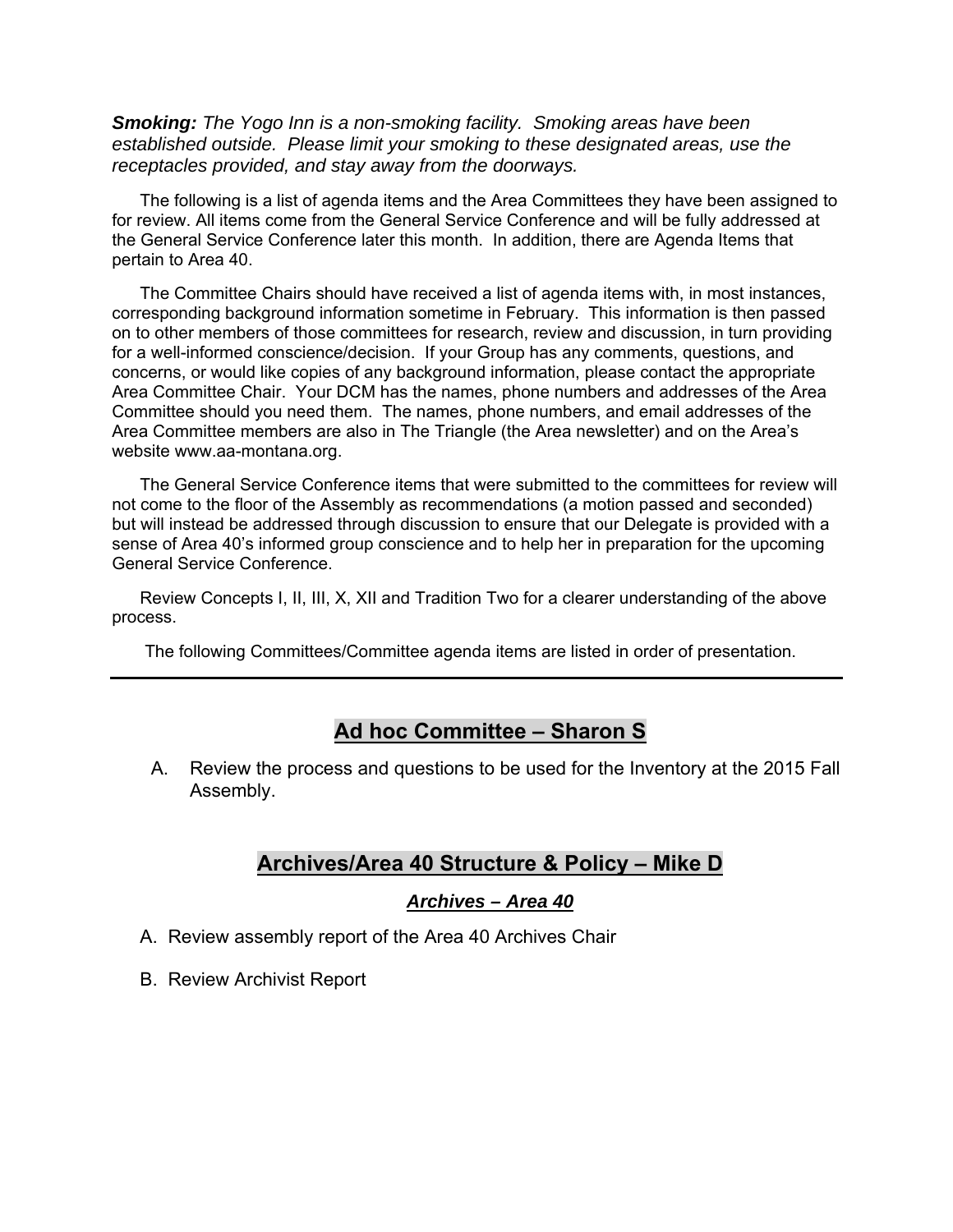***Smoking:*** *The Yogo Inn is a non-smoking facility. Smoking areas have been established outside. Please limit your smoking to these designated areas, use the receptacles provided, and stay away from the doorways.*

The following is a list of agenda items and the Area Committees they have been assigned to for review. All items come from the General Service Conference and will be fully addressed at the General Service Conference later this month. In addition, there are Agenda Items that pertain to Area 40.

The Committee Chairs should have received a list of agenda items with, in most instances, corresponding background information sometime in February. This information is then passed on to other members of those committees for research, review and discussion, in turn providing for a well-informed conscience/decision. If your Group has any comments, questions, and concerns, or would like copies of any background information, please contact the appropriate Area Committee Chair. Your DCM has the names, phone numbers and addresses of the Area Committee should you need them. The names, phone numbers, and email addresses of the Area Committee members are also in The Triangle (the Area newsletter) and on the Area's website www.aa-montana.org.

The General Service Conference items that were submitted to the committees for review will not come to the floor of the Assembly as recommendations (a motion passed and seconded) but will instead be addressed through discussion to ensure that our Delegate is provided with a sense of Area 40's informed group conscience and to help her in preparation for the upcoming General Service Conference.

Review Concepts I, II, III, X, XII and Tradition Two for a clearer understanding of the above process.

The following Committees/Committee agenda items are listed in order of presentation.

---

## Ad hoc Committee – Sharon S

A. Review the process and questions to be used for the Inventory at the 2015 Fall Assembly.

## Archives/Area 40 Structure & Policy – Mike D

### *Archives – Area 40*

A. Review assembly report of the Area 40 Archives Chair

B. Review Archivist Report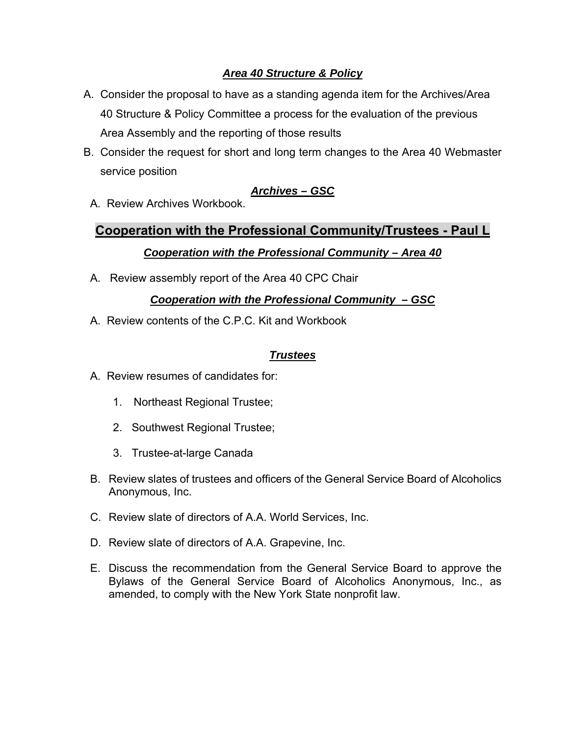### ***Area 40 Structure & Policy***

A. Consider the proposal to have as a standing agenda item for the Archives/Area 40 Structure & Policy Committee a process for the evaluation of the previous Area Assembly and the reporting of those results

B. Consider the request for short and long term changes to the Area 40 Webmaster service position

### ***Archives – GSC***

A. Review Archives Workbook.

## Cooperation with the Professional Community/Trustees - Paul L

### ***Cooperation with the Professional Community – Area 40***

A. Review assembly report of the Area 40 CPC Chair

### ***Cooperation with the Professional Community – GSC***

A. Review contents of the C.P.C. Kit and Workbook

### ***Trustees***

A. Review resumes of candidates for:

1. Northeast Regional Trustee;
2. Southwest Regional Trustee;
3. Trustee-at-large Canada

B. Review slates of trustees and officers of the General Service Board of Alcoholics Anonymous, Inc.

C. Review slate of directors of A.A. World Services, Inc.

D. Review slate of directors of A.A. Grapevine, Inc.

E. Discuss the recommendation from the General Service Board to approve the Bylaws of the General Service Board of Alcoholics Anonymous, Inc., as amended, to comply with the New York State nonprofit law.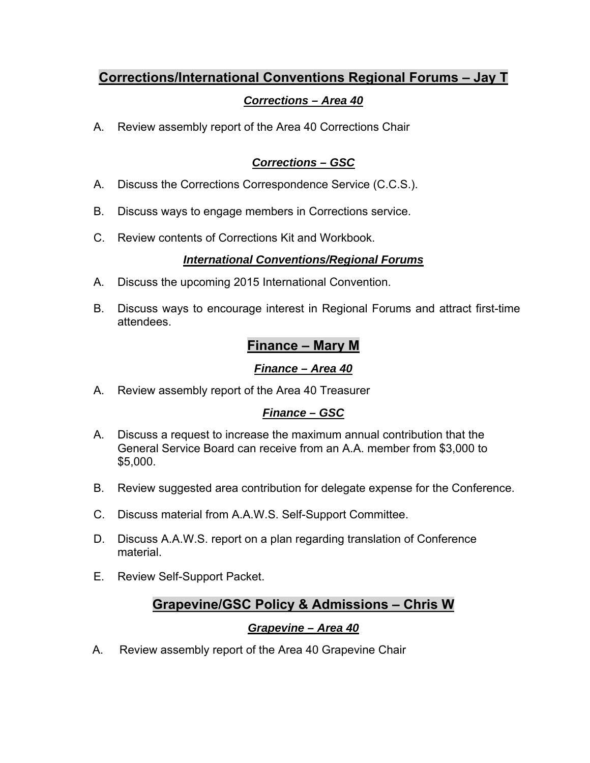## Corrections/International Conventions Regional Forums – Jay T

### *Corrections – Area 40*

A. Review assembly report of the Area 40 Corrections Chair

### *Corrections – GSC*

A. Discuss the Corrections Correspondence Service (C.C.S.).

B. Discuss ways to engage members in Corrections service.

C. Review contents of Corrections Kit and Workbook.

### *International Conventions/Regional Forums*

A. Discuss the upcoming 2015 International Convention.

B. Discuss ways to encourage interest in Regional Forums and attract first-time attendees.

## Finance – Mary M

### *Finance – Area 40*

A. Review assembly report of the Area 40 Treasurer

### *Finance – GSC*

A. Discuss a request to increase the maximum annual contribution that the General Service Board can receive from an A.A. member from $3,000 to $5,000.

B. Review suggested area contribution for delegate expense for the Conference.

C. Discuss material from A.A.W.S. Self-Support Committee.

D. Discuss A.A.W.S. report on a plan regarding translation of Conference material.

E. Review Self-Support Packet.

## Grapevine/GSC Policy & Admissions – Chris W

### *Grapevine – Area 40*

A. Review assembly report of the Area 40 Grapevine Chair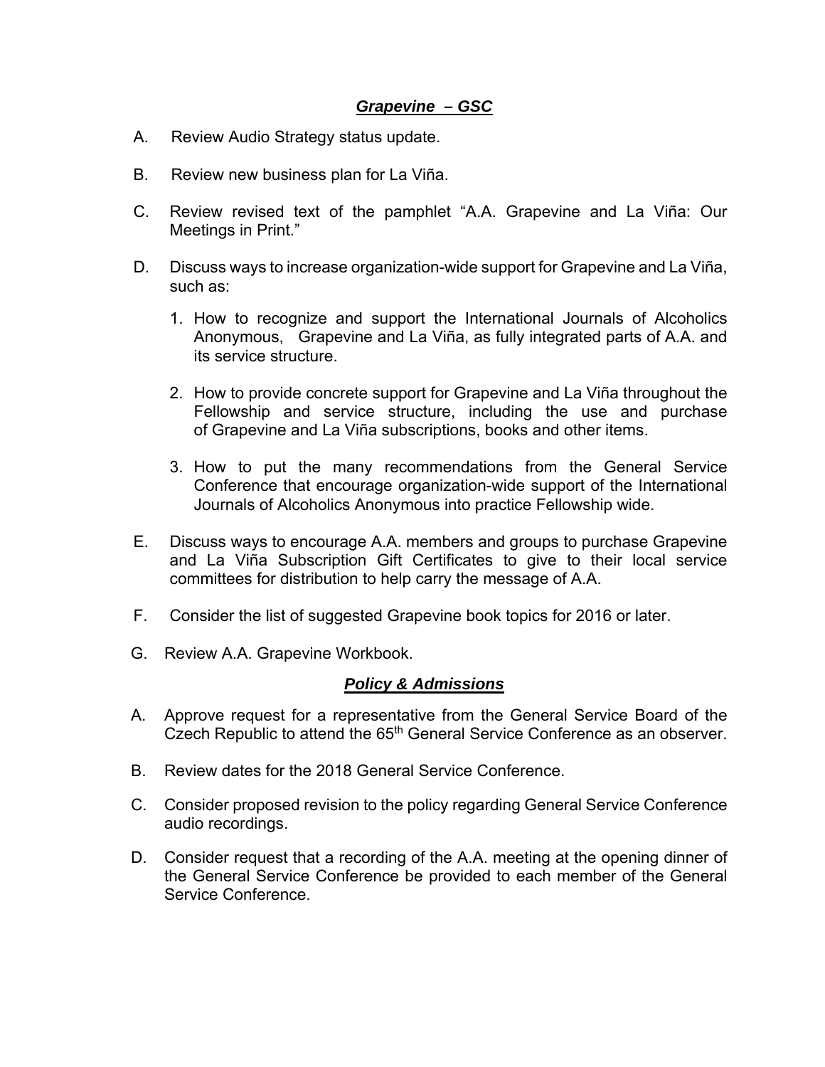## ***Grapevine – GSC***

A. Review Audio Strategy status update.

B. Review new business plan for La Viña.

C. Review revised text of the pamphlet "A.A. Grapevine and La Viña: Our Meetings in Print."

D. Discuss ways to increase organization-wide support for Grapevine and La Viña, such as:

   1. How to recognize and support the International Journals of Alcoholics Anonymous, Grapevine and La Viña, as fully integrated parts of A.A. and its service structure.

   2. How to provide concrete support for Grapevine and La Viña throughout the Fellowship and service structure, including the use and purchase of Grapevine and La Viña subscriptions, books and other items.

   3. How to put the many recommendations from the General Service Conference that encourage organization-wide support of the International Journals of Alcoholics Anonymous into practice Fellowship wide.

E. Discuss ways to encourage A.A. members and groups to purchase Grapevine and La Viña Subscription Gift Certificates to give to their local service committees for distribution to help carry the message of A.A.

F. Consider the list of suggested Grapevine book topics for 2016 or later.

G. Review A.A. Grapevine Workbook.

## ***Policy & Admissions***

A. Approve request for a representative from the General Service Board of the Czech Republic to attend the 65th General Service Conference as an observer.

B. Review dates for the 2018 General Service Conference.

C. Consider proposed revision to the policy regarding General Service Conference audio recordings.

D. Consider request that a recording of the A.A. meeting at the opening dinner of the General Service Conference be provided to each member of the General Service Conference.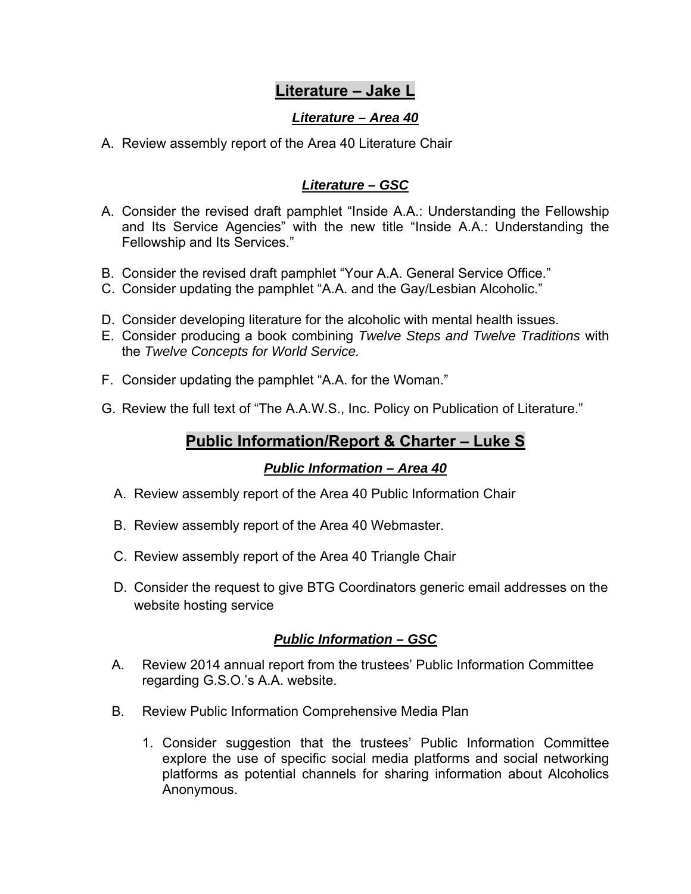## Literature – Jake L

### *Literature – Area 40*

A. Review assembly report of the Area 40 Literature Chair

### *Literature – GSC*

A. Consider the revised draft pamphlet "Inside A.A.: Understanding the Fellowship and Its Service Agencies" with the new title "Inside A.A.: Understanding the Fellowship and Its Services."

B. Consider the revised draft pamphlet "Your A.A. General Service Office."

C. Consider updating the pamphlet "A.A. and the Gay/Lesbian Alcoholic."

D. Consider developing literature for the alcoholic with mental health issues.

E. Consider producing a book combining *Twelve Steps and Twelve Traditions* with the *Twelve Concepts for World Service.*

F. Consider updating the pamphlet "A.A. for the Woman."

G. Review the full text of "The A.A.W.S., Inc. Policy on Publication of Literature."

## Public Information/Report & Charter – Luke S

### *Public Information – Area 40*

A. Review assembly report of the Area 40 Public Information Chair

B. Review assembly report of the Area 40 Webmaster.

C. Review assembly report of the Area 40 Triangle Chair

D. Consider the request to give BTG Coordinators generic email addresses on the website hosting service

### *Public Information – GSC*

A. Review 2014 annual report from the trustees' Public Information Committee regarding G.S.O.'s A.A. website.

B. Review Public Information Comprehensive Media Plan

   1. Consider suggestion that the trustees' Public Information Committee explore the use of specific social media platforms and social networking platforms as potential channels for sharing information about Alcoholics Anonymous.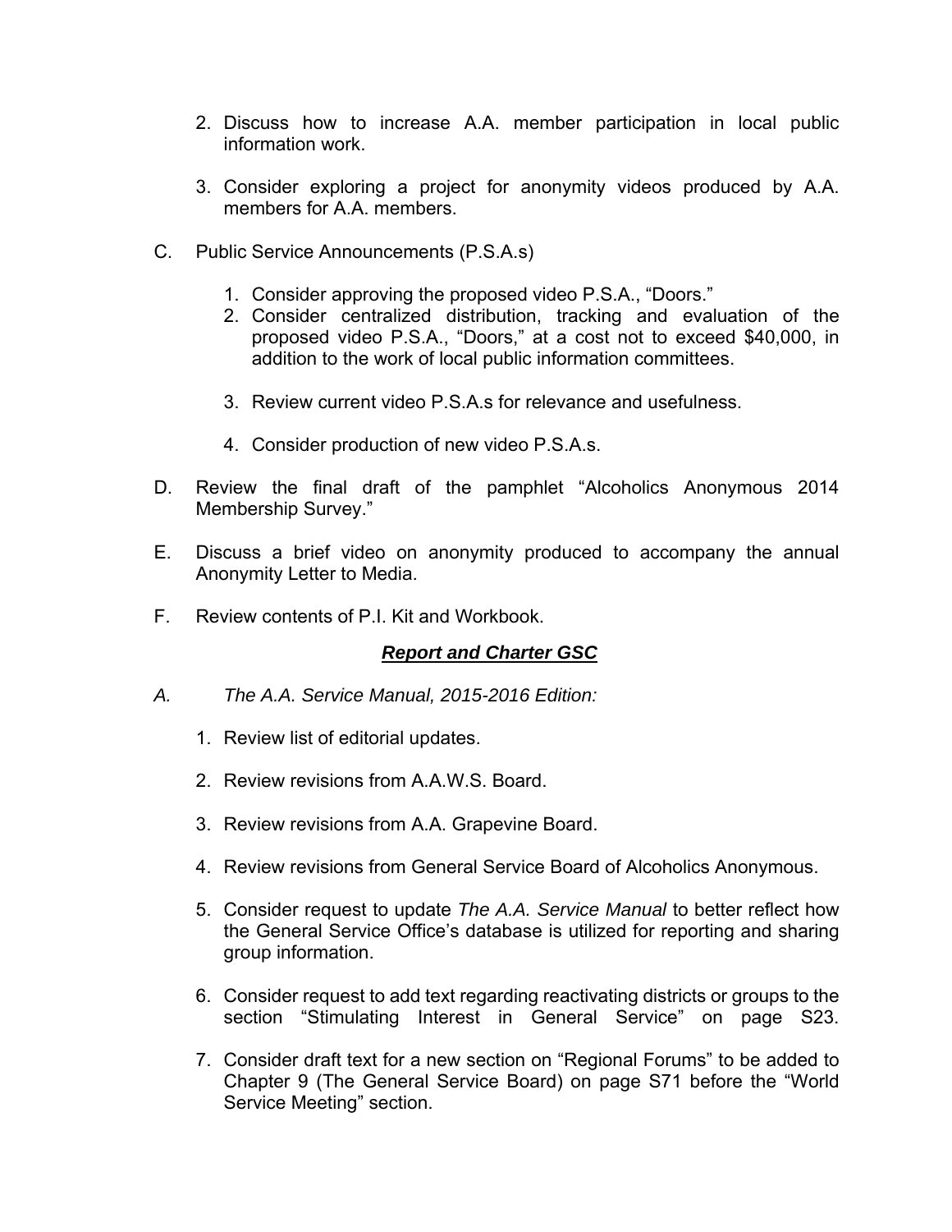2. Discuss how to increase A.A. member participation in local public information work.

3. Consider exploring a project for anonymity videos produced by A.A. members for A.A. members.

C. Public Service Announcements (P.S.A.s)

   1. Consider approving the proposed video P.S.A., "Doors."
   2. Consider centralized distribution, tracking and evaluation of the proposed video P.S.A., "Doors," at a cost not to exceed $40,000, in addition to the work of local public information committees.

   3. Review current video P.S.A.s for relevance and usefulness.

   4. Consider production of new video P.S.A.s.

D. Review the final draft of the pamphlet "Alcoholics Anonymous 2014 Membership Survey."

E. Discuss a brief video on anonymity produced to accompany the annual Anonymity Letter to Media.

F. Review contents of P.I. Kit and Workbook.

### ***Report and Charter GSC***

*A. The A.A. Service Manual, 2015-2016 Edition:*

1. Review list of editorial updates.

2. Review revisions from A.A.W.S. Board.

3. Review revisions from A.A. Grapevine Board.

4. Review revisions from General Service Board of Alcoholics Anonymous.

5. Consider request to update *The A.A. Service Manual* to better reflect how the General Service Office's database is utilized for reporting and sharing group information.

6. Consider request to add text regarding reactivating districts or groups to the section "Stimulating Interest in General Service" on page S23.

7. Consider draft text for a new section on "Regional Forums" to be added to Chapter 9 (The General Service Board) on page S71 before the "World Service Meeting" section.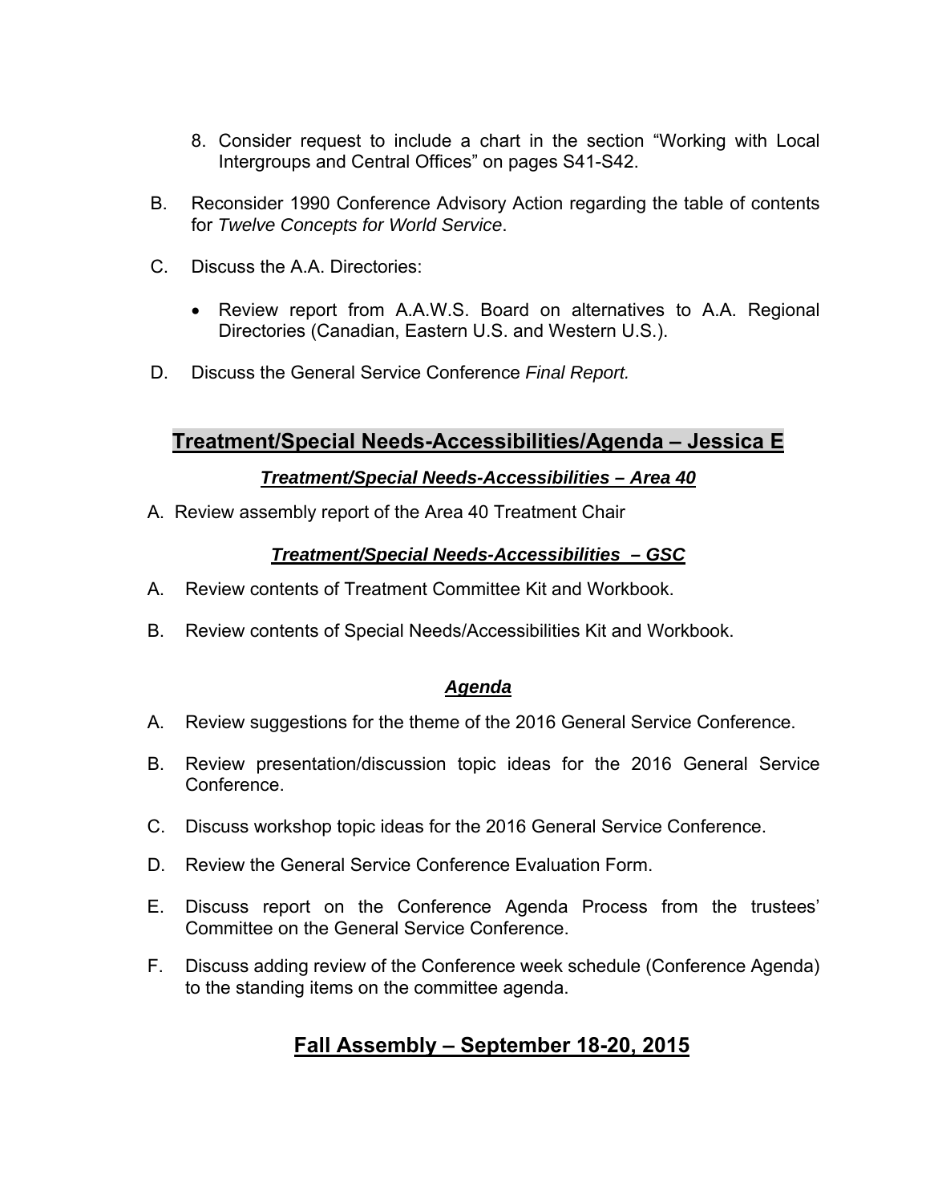8. Consider request to include a chart in the section "Working with Local Intergroups and Central Offices" on pages S41-S42.

B. Reconsider 1990 Conference Advisory Action regarding the table of contents for *Twelve Concepts for World Service*.

C. Discuss the A.A. Directories:

- Review report from A.A.W.S. Board on alternatives to A.A. Regional Directories (Canadian, Eastern U.S. and Western U.S.).

D. Discuss the General Service Conference *Final Report.*

## Treatment/Special Needs-Accessibilities/Agenda – Jessica E

### *Treatment/Special Needs-Accessibilities – Area 40*

A. Review assembly report of the Area 40 Treatment Chair

### *Treatment/Special Needs-Accessibilities – GSC*

A. Review contents of Treatment Committee Kit and Workbook.

B. Review contents of Special Needs/Accessibilities Kit and Workbook.

### *Agenda*

A. Review suggestions for the theme of the 2016 General Service Conference.

B. Review presentation/discussion topic ideas for the 2016 General Service Conference.

C. Discuss workshop topic ideas for the 2016 General Service Conference.

D. Review the General Service Conference Evaluation Form.

E. Discuss report on the Conference Agenda Process from the trustees' Committee on the General Service Conference.

F. Discuss adding review of the Conference week schedule (Conference Agenda) to the standing items on the committee agenda.

## Fall Assembly – September 18-20, 2015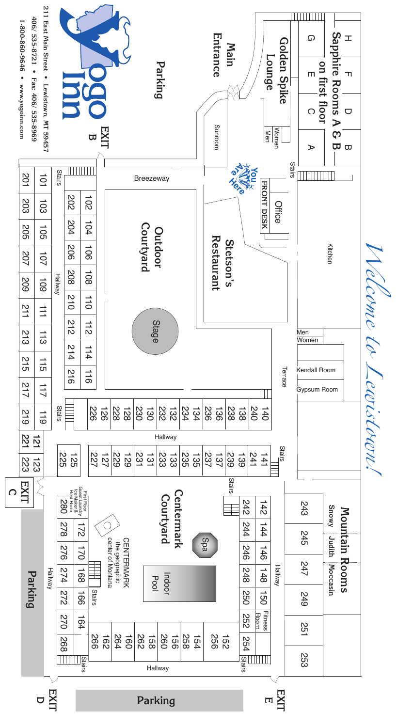# Welcome to Lewistown!

**Yogo Inn**

211 East Main Street • Lewistown, MT 59457

406/ 535-8721 • Fax: 406/ 535-8969

1-800-860-9646 • www.yogoinn.com

**Sapphire Rooms A & B on first floor**

H F D B

G E C A

**Golden Spike Lounge**

Women

Men

**Main Entrance**

Sunroom

**Parking**

**EXIT B**

Stairs

Breezeway

You Are Here

FRONT DESK

Office

Kitchen

**Stetson's Restaurant**

**Outdoor Courtyard**

Stage

Men

Women

Kendall Room

Gypsum Room

Terrace

101 103 105 107 109 111 113 115 117 119 121 123

201 203 205 207 209 211 213 215 217 219 221 223

102 104 106 108 110 112 114 116

202 204 206 208 210 212 214 216

Hallway

Stairs

126 226

128 228

130 230

132 232

134 234

136 236

138 238

140 240

Hallway

125 225

127 227

129 229

131 231

133 233

135 235

137 237

139 239

141 241

Stairs

**Mountain Rooms**

Snowy 243

Judith 245

Moccasin 247

249

251

253

**Centermark Courtyard**

Spa

Indoor Pool

CENTERMARK the geographic center of Montana

142 144 146 148 150 Fitness Room

242 244 246 248 250 252 254

Hallway

152 256

154 258

156 260

158 262

160 264

162 266

Hallway

First Floor Guest Laundry Ice Maker & Rest Room

172 170 168 166 164

280 278 276 274 272 270 268

Stairs

**EXIT C**

**Parking**

**EXIT D**

**Parking**

**EXIT E**